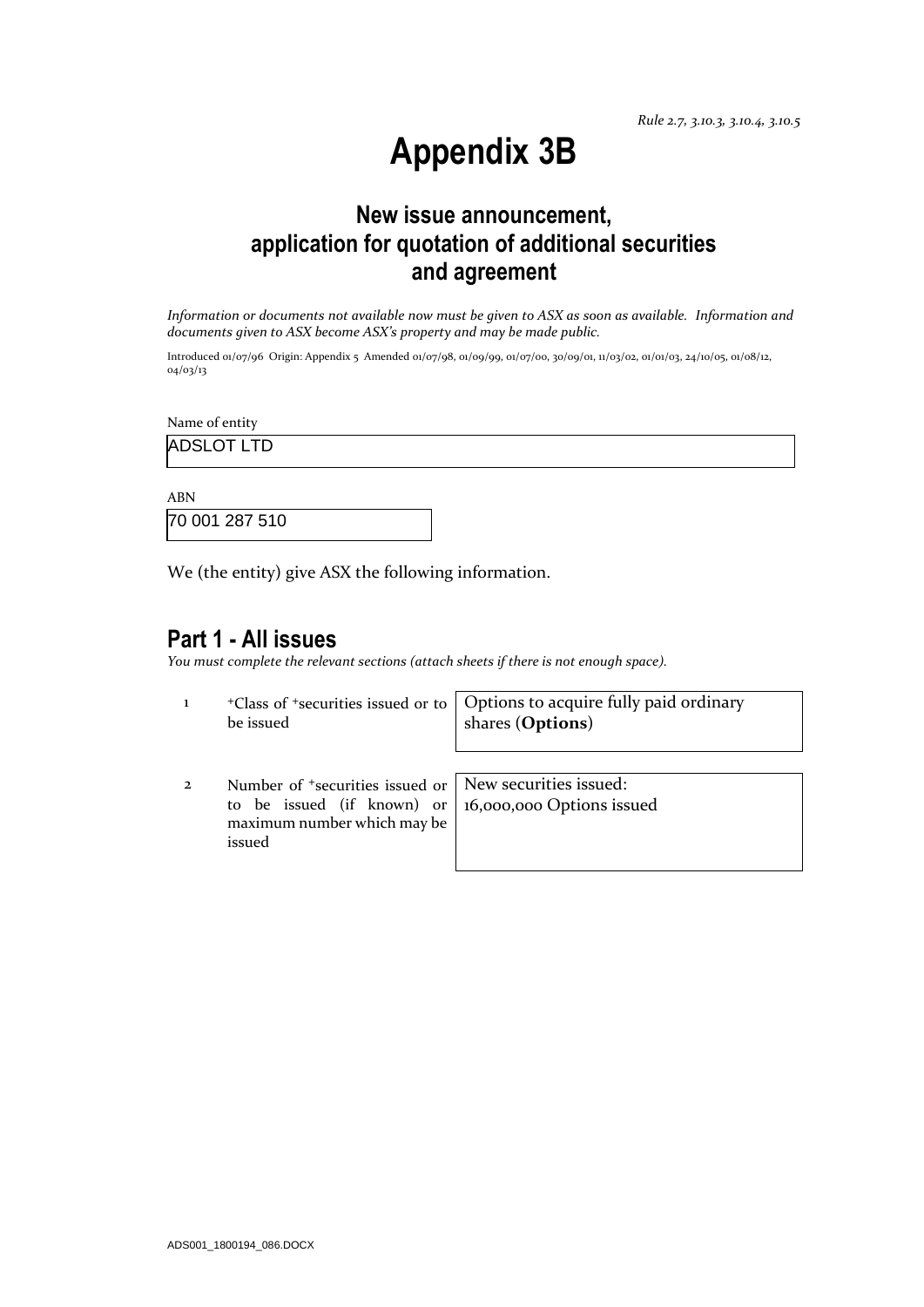*Rule 2.7, 3.10.3, 3.10.4, 3.10.5*

# Appendix 3B

## New issue announcement, application for quotation of additional securities and agreement

*Information or documents not available now must be given to ASX as soon as available. Information and documents given to ASX become ASX's property and may be made public.*

Introduced 01/07/96 Origin: Appendix 5 Amended 01/07/98, 01/09/99, 01/07/00, 30/09/01, 11/03/02, 01/01/03, 24/10/05, 01/08/12, 04/03/13

Name of entity

ADSLOT LTD

ABN

70 001 287 510

We (the entity) give ASX the following information.

## Part 1 - All issues

*You must complete the relevant sections (attach sheets if there is not enough space).*

| | | |
|---|---|---|
| 1 | +Class of +securities issued or to be issued | Options to acquire fully paid ordinary shares (**Options**) |
| 2 | Number of +securities issued or to be issued (if known) or maximum number which may be issued | New securities issued: 16,000,000 Options issued |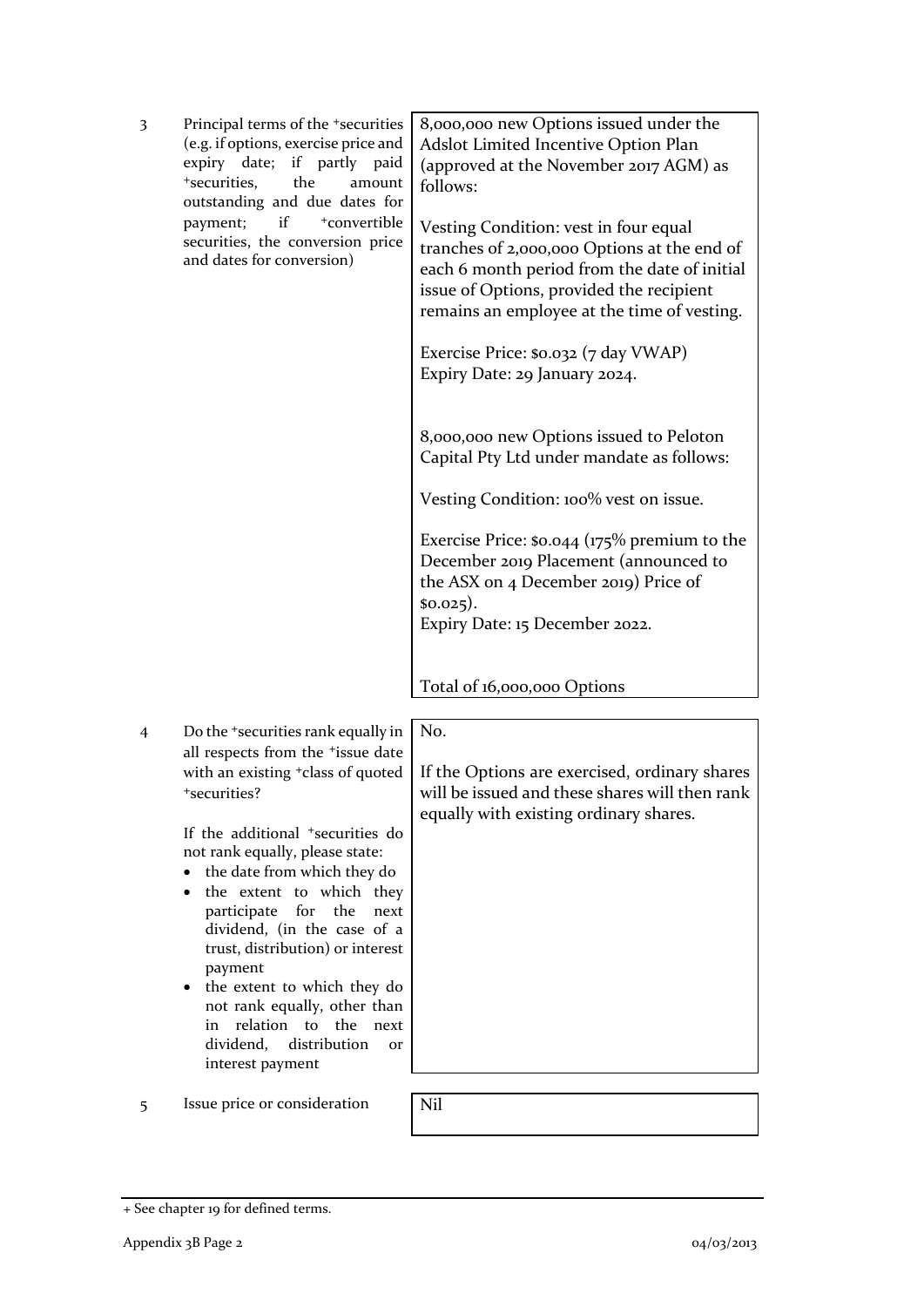| | | |
|---|---|---|
| 3 | Principal terms of the +securities (e.g. if options, exercise price and expiry date; if partly paid +securities, the amount outstanding and due dates for payment; if +convertible securities, the conversion price and dates for conversion) | 8,000,000 new Options issued under the Adslot Limited Incentive Option Plan (approved at the November 2017 AGM) as follows:<br><br>Vesting Condition: vest in four equal tranches of 2,000,000 Options at the end of each 6 month period from the date of initial issue of Options, provided the recipient remains an employee at the time of vesting.<br><br>Exercise Price: \$0.032 (7 day VWAP)<br>Expiry Date: 29 January 2024.<br><br>8,000,000 new Options issued to Peloton Capital Pty Ltd under mandate as follows:<br><br>Vesting Condition: 100% vest on issue.<br><br>Exercise Price: \$0.044 (175% premium to the December 2019 Placement (announced to the ASX on 4 December 2019) Price of \$0.025).<br>Expiry Date: 15 December 2022.<br><br>Total of 16,000,000 Options |
| 4 | Do the +securities rank equally in all respects from the +issue date with an existing +class of quoted +securities?<br><br>If the additional +securities do not rank equally, please state:<br>• the date from which they do<br>• the extent to which they participate for the next dividend, (in the case of a trust, distribution) or interest payment<br>• the extent to which they do not rank equally, other than in relation to the next dividend, distribution or interest payment | No.<br><br>If the Options are exercised, ordinary shares will be issued and these shares will then rank equally with existing ordinary shares. |
| 5 | Issue price or consideration | Nil |

+ See chapter 19 for defined terms.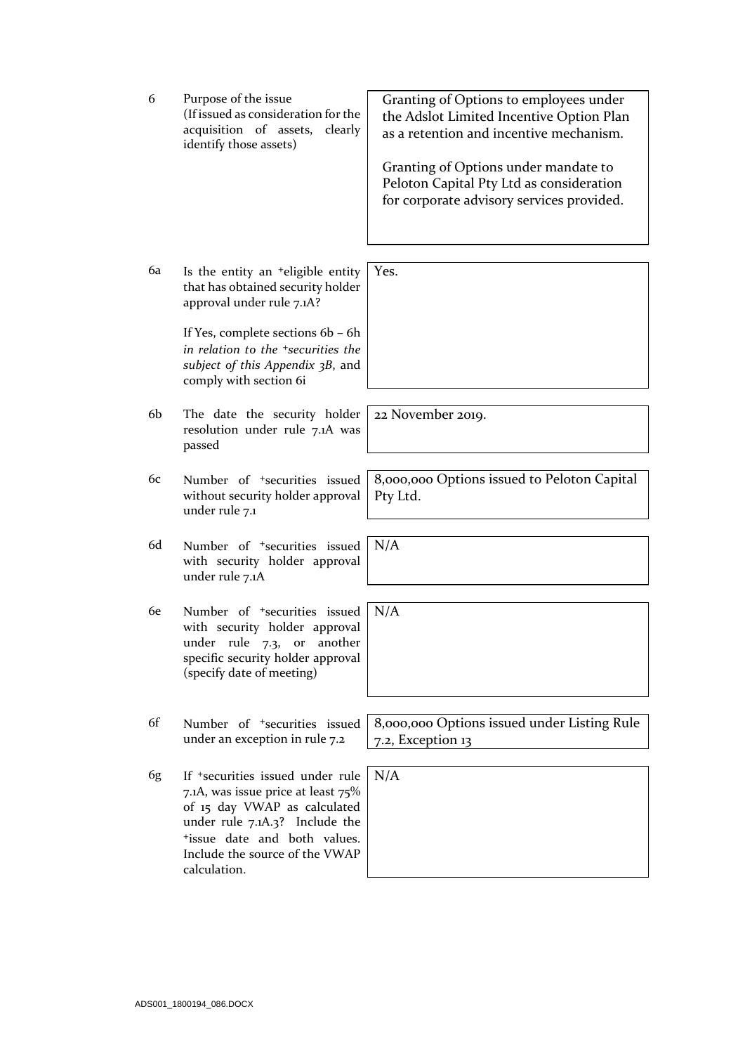| | | |
|---|---|---|
| 6 | Purpose of the issue<br>(If issued as consideration for the acquisition of assets, clearly identify those assets) | Granting of Options to employees under the Adslot Limited Incentive Option Plan as a retention and incentive mechanism.<br><br>Granting of Options under mandate to Peloton Capital Pty Ltd as consideration for corporate advisory services provided. |
| 6a | Is the entity an +eligible entity that has obtained security holder approval under rule 7.1A?<br><br>If Yes, complete sections 6b – 6h *in relation to the +securities the subject of this Appendix 3B*, and comply with section 6i | Yes. |
| 6b | The date the security holder resolution under rule 7.1A was passed | 22 November 2019. |
| 6c | Number of +securities issued without security holder approval under rule 7.1 | 8,000,000 Options issued to Peloton Capital Pty Ltd. |
| 6d | Number of +securities issued with security holder approval under rule 7.1A | N/A |
| 6e | Number of +securities issued with security holder approval under rule 7.3, or another specific security holder approval (specify date of meeting) | N/A |
| 6f | Number of +securities issued under an exception in rule 7.2 | 8,000,000 Options issued under Listing Rule 7.2, Exception 13 |
| 6g | If +securities issued under rule 7.1A, was issue price at least 75% of 15 day VWAP as calculated under rule 7.1A.3? Include the +issue date and both values. Include the source of the VWAP calculation. | N/A |

ADS001_1800194_086.DOCX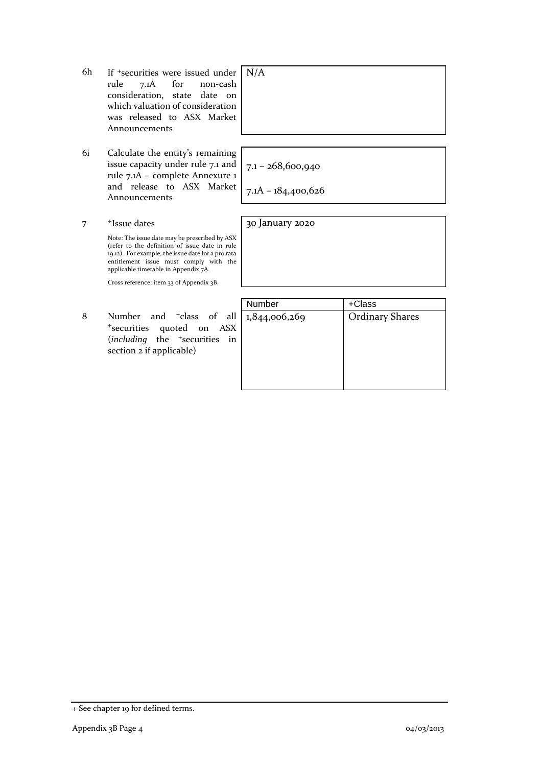| | | |
|---|---|---|
| 6h | If +securities were issued under rule 7.1A for non-cash consideration, state date on which valuation of consideration was released to ASX Market Announcements | N/A |
| 6i | Calculate the entity's remaining issue capacity under rule 7.1 and rule 7.1A – complete Annexure 1 and release to ASX Market Announcements | 7.1 – 268,600,940<br><br>7.1A – 184,400,626 |
| 7 | +Issue dates<br><br>Note: The issue date may be prescribed by ASX (refer to the definition of issue date in rule 19.12). For example, the issue date for a pro rata entitlement issue must comply with the applicable timetable in Appendix 7A.<br><br>Cross reference: item 33 of Appendix 3B. | 30 January 2020 |

| | | Number | +Class |
|---|---|---|---|
| 8 | Number and +class of all +securities quoted on ASX (*including* the +securities in section 2 if applicable) | 1,844,006,269 | Ordinary Shares |

+ See chapter 19 for defined terms.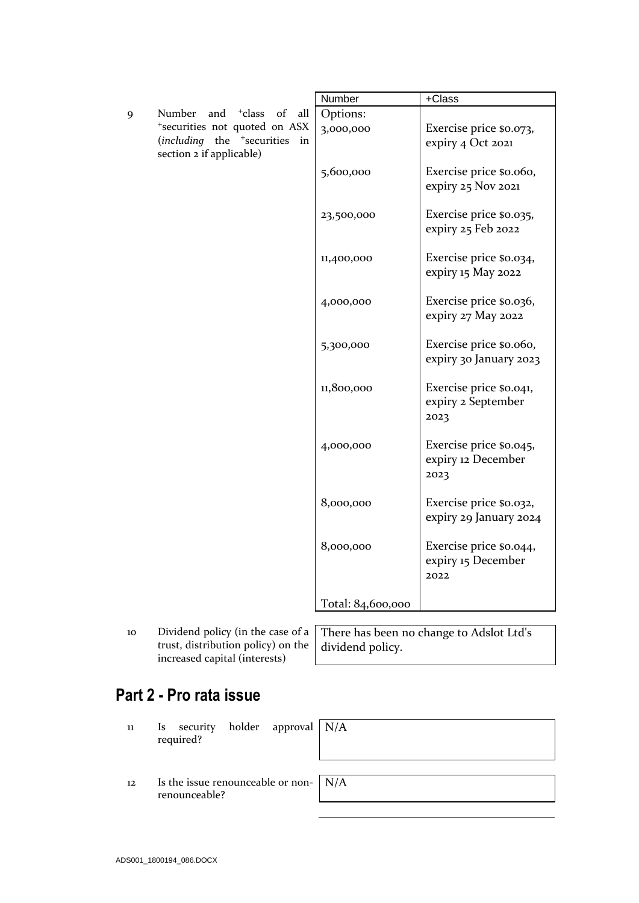| | | Number | +Class |
|---|---|---|---|
| 9 | Number and +class of all +securities not quoted on ASX (*including* the +securities in section 2 if applicable) | Options: | |
| | | 3,000,000 | Exercise price $0.073, expiry 4 Oct 2021 |
| | | 5,600,000 | Exercise price $0.060, expiry 25 Nov 2021 |
| | | 23,500,000 | Exercise price $0.035, expiry 25 Feb 2022 |
| | | 11,400,000 | Exercise price $0.034, expiry 15 May 2022 |
| | | 4,000,000 | Exercise price $0.036, expiry 27 May 2022 |
| | | 5,300,000 | Exercise price $0.060, expiry 30 January 2023 |
| | | 11,800,000 | Exercise price $0.041, expiry 2 September 2023 |
| | | 4,000,000 | Exercise price $0.045, expiry 12 December 2023 |
| | | 8,000,000 | Exercise price $0.032, expiry 29 January 2024 |
| | | 8,000,000 | Exercise price $0.044, expiry 15 December 2022 |
| | | Total: 84,600,000 | |

| | | |
|---|---|---|
| 10 | Dividend policy (in the case of a trust, distribution policy) on the increased capital (interests) | There has been no change to Adslot Ltd's dividend policy. |

## Part 2 - Pro rata issue

| | | |
|---|---|---|
| 11 | Is security holder approval required? | N/A |
| 12 | Is the issue renounceable or non-renounceable? | N/A |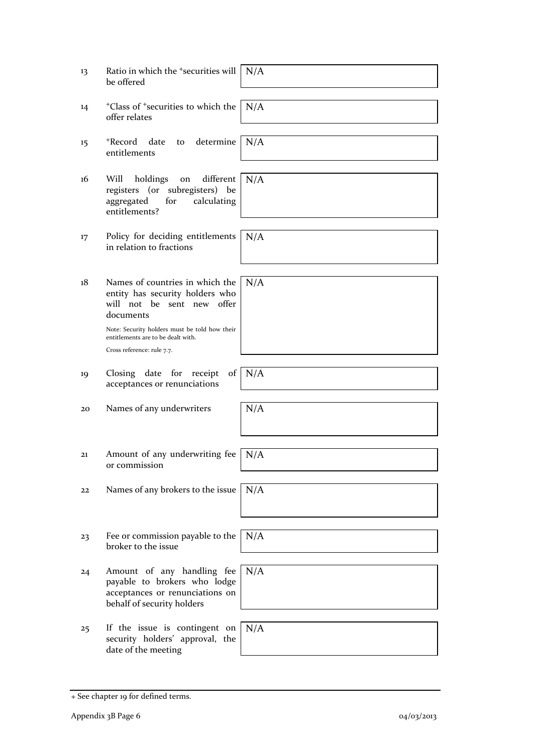| | | |
|---|---|---|
| 13 | Ratio in which the +securities will be offered | N/A |
| 14 | +Class of +securities to which the offer relates | N/A |
| 15 | +Record date to determine entitlements | N/A |
| 16 | Will holdings on different registers (or subregisters) be aggregated for calculating entitlements? | N/A |
| 17 | Policy for deciding entitlements in relation to fractions | N/A |
| 18 | Names of countries in which the entity has security holders who will not be sent new offer documents<br><br>Note: Security holders must be told how their entitlements are to be dealt with.<br><br>Cross reference: rule 7.7. | N/A |
| 19 | Closing date for receipt of acceptances or renunciations | N/A |
| 20 | Names of any underwriters | N/A |
| 21 | Amount of any underwriting fee or commission | N/A |
| 22 | Names of any brokers to the issue | N/A |
| 23 | Fee or commission payable to the broker to the issue | N/A |
| 24 | Amount of any handling fee payable to brokers who lodge acceptances or renunciations on behalf of security holders | N/A |
| 25 | If the issue is contingent on security holders' approval, the date of the meeting | N/A |

+ See chapter 19 for defined terms.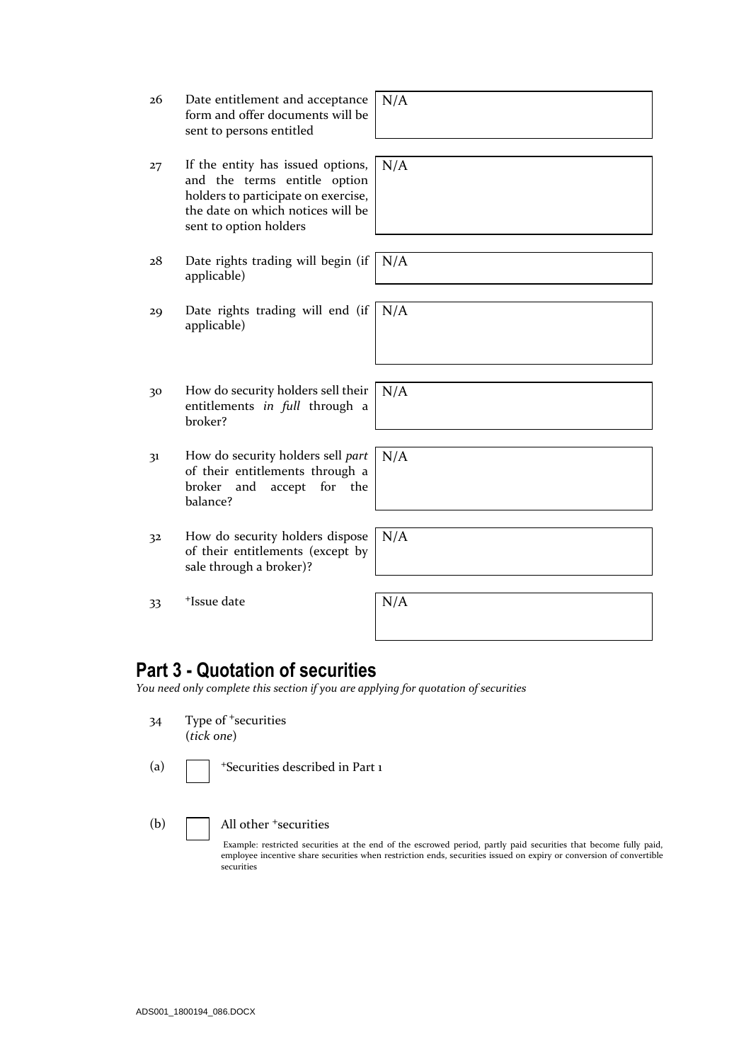| | | |
|---|---|---|
| 26 | Date entitlement and acceptance form and offer documents will be sent to persons entitled | N/A |
| 27 | If the entity has issued options, and the terms entitle option holders to participate on exercise, the date on which notices will be sent to option holders | N/A |
| 28 | Date rights trading will begin (if applicable) | N/A |
| 29 | Date rights trading will end (if applicable) | N/A |
| 30 | How do security holders sell their entitlements *in full* through a broker? | N/A |
| 31 | How do security holders sell *part* of their entitlements through a broker and accept for the balance? | N/A |
| 32 | How do security holders dispose of their entitlements (except by sale through a broker)? | N/A |
| 33 | +Issue date | N/A |

## Part 3 - Quotation of securities

*You need only complete this section if you are applying for quotation of securities*

34 Type of +securities
(*tick one*)

(a) ☐ +Securities described in Part 1

(b) ☐ All other +securities

Example: restricted securities at the end of the escrowed period, partly paid securities that become fully paid, employee incentive share securities when restriction ends, securities issued on expiry or conversion of convertible securities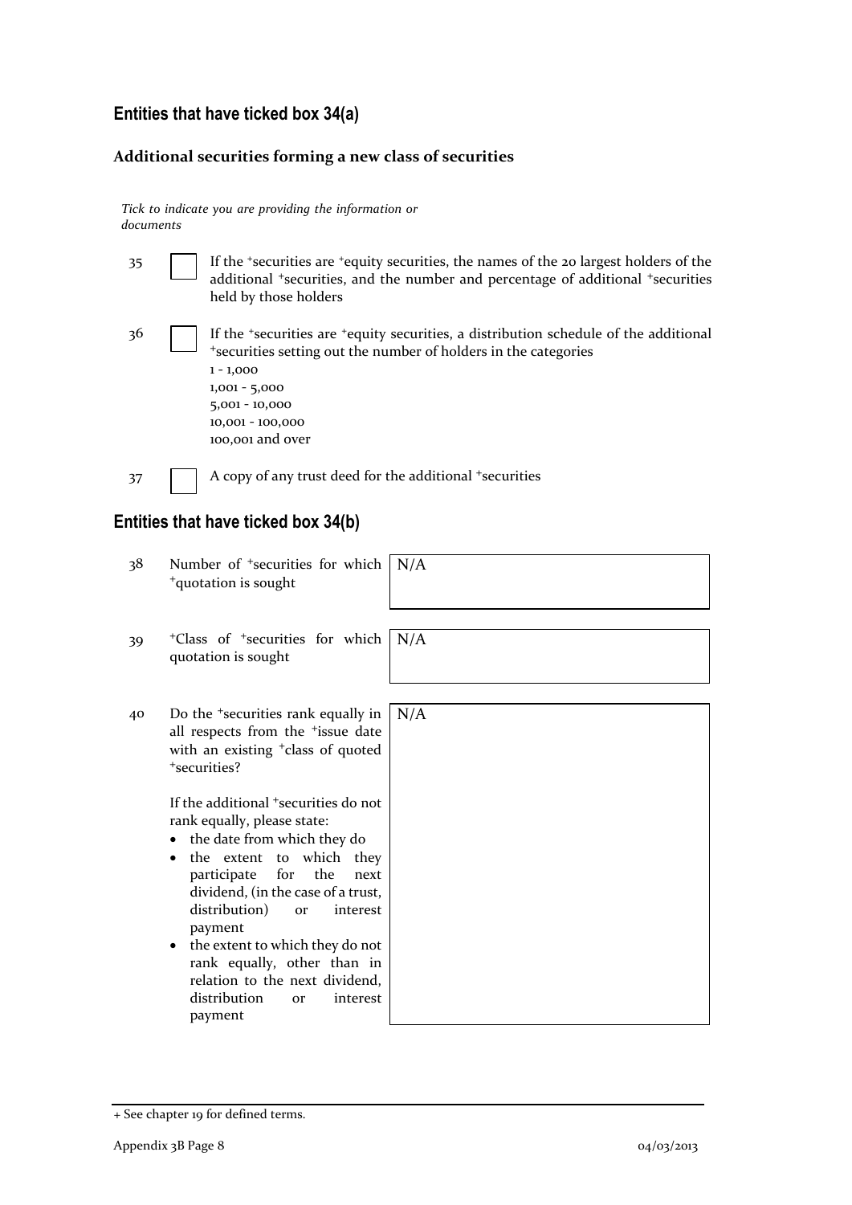## Entities that have ticked box 34(a)

### Additional securities forming a new class of securities

*Tick to indicate you are providing the information or documents*

35 ☐ If the +securities are +equity securities, the names of the 20 largest holders of the additional +securities, and the number and percentage of additional +securities held by those holders

36 ☐ If the +securities are +equity securities, a distribution schedule of the additional +securities setting out the number of holders in the categories
1 - 1,000
1,001 - 5,000
5,001 - 10,000
10,001 - 100,000
100,001 and over

37 ☐ A copy of any trust deed for the additional +securities

## Entities that have ticked box 34(b)

| | | |
|---|---|---|
| 38 | Number of +securities for which +quotation is sought | N/A |
| 39 | +Class of +securities for which quotation is sought | N/A |
| 40 | Do the +securities rank equally in all respects from the +issue date with an existing +class of quoted +securities?<br><br>If the additional +securities do not rank equally, please state:<br>• the date from which they do<br>• the extent to which they participate for the next dividend, (in the case of a trust, distribution) or interest payment<br>• the extent to which they do not rank equally, other than in relation to the next dividend, distribution or interest payment | N/A |

+ See chapter 19 for defined terms.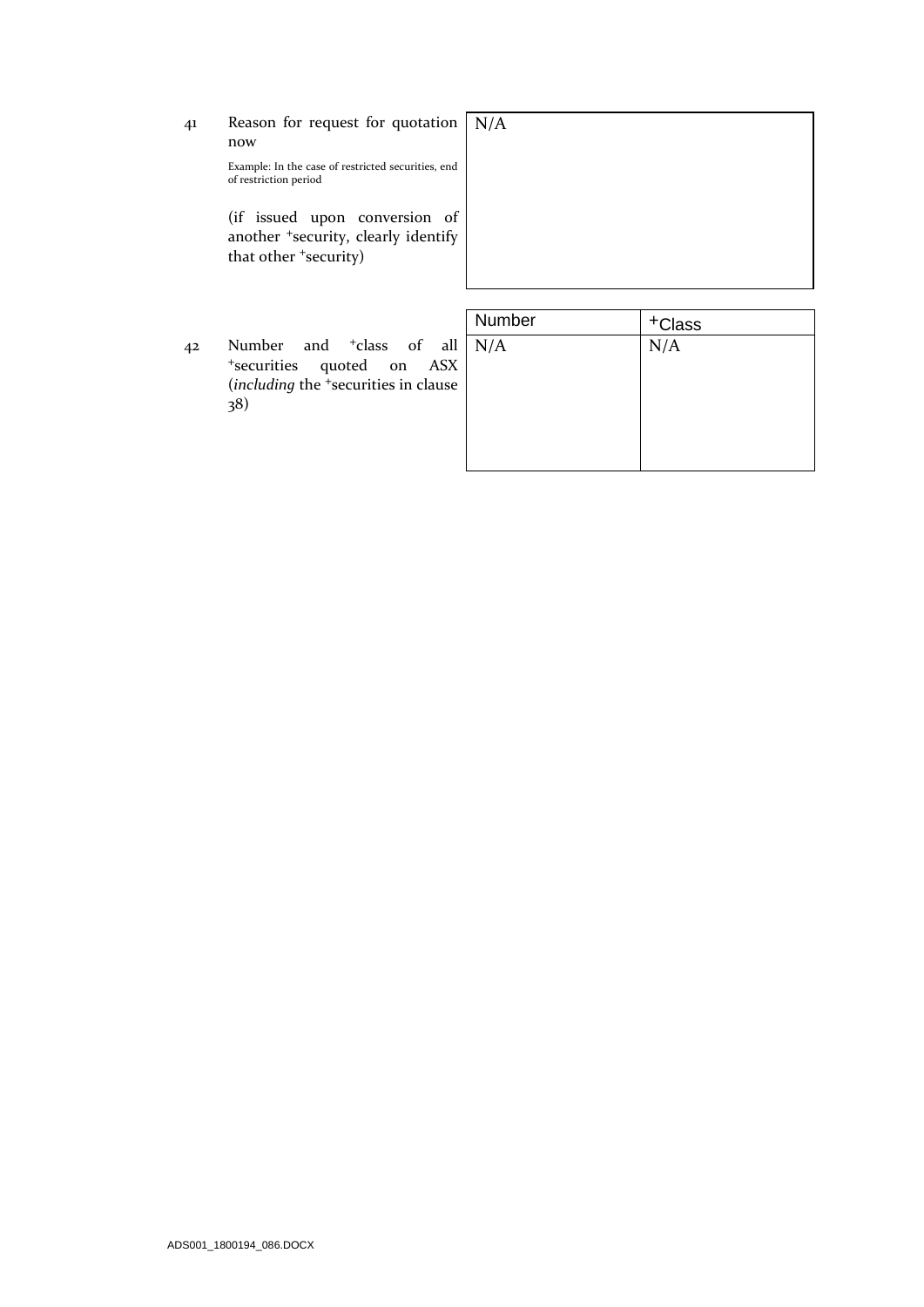| | | |
|---|---|---|
| 41 | Reason for request for quotation now<br><br>Example: In the case of restricted securities, end of restriction period<br><br>(if issued upon conversion of another +security, clearly identify that other +security) | N/A |

| | | Number | +Class |
|---|---|---|---|
| 42 | Number and +class of all +securities quoted on ASX (*including* the +securities in clause 38) | N/A | N/A |

ADS001_1800194_086.DOCX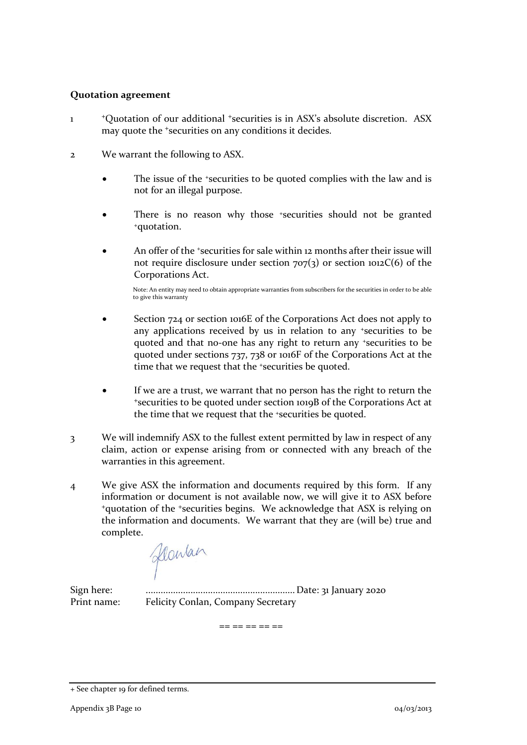## Quotation agreement

1 +Quotation of our additional +securities is in ASX's absolute discretion. ASX may quote the +securities on any conditions it decides.

2 We warrant the following to ASX.

- The issue of the +securities to be quoted complies with the law and is not for an illegal purpose.

- There is no reason why those +securities should not be granted +quotation.

- An offer of the +securities for sale within 12 months after their issue will not require disclosure under section 707(3) or section 1012C(6) of the Corporations Act.

  Note: An entity may need to obtain appropriate warranties from subscribers for the securities in order to be able to give this warranty

- Section 724 or section 1016E of the Corporations Act does not apply to any applications received by us in relation to any +securities to be quoted and that no-one has any right to return any +securities to be quoted under sections 737, 738 or 1016F of the Corporations Act at the time that we request that the +securities be quoted.

- If we are a trust, we warrant that no person has the right to return the +securities to be quoted under section 1019B of the Corporations Act at the time that we request that the +securities be quoted.

3 We will indemnify ASX to the fullest extent permitted by law in respect of any claim, action or expense arising from or connected with any breach of the warranties in this agreement.

4 We give ASX the information and documents required by this form. If any information or document is not available now, we will give it to ASX before +quotation of the +securities begins. We acknowledge that ASX is relying on the information and documents. We warrant that they are (will be) true and complete.

Sign here: ........................................................... Date: 31 January 2020

Print name: Felicity Conlan, Company Secretary

== == == == ==

+ See chapter 19 for defined terms.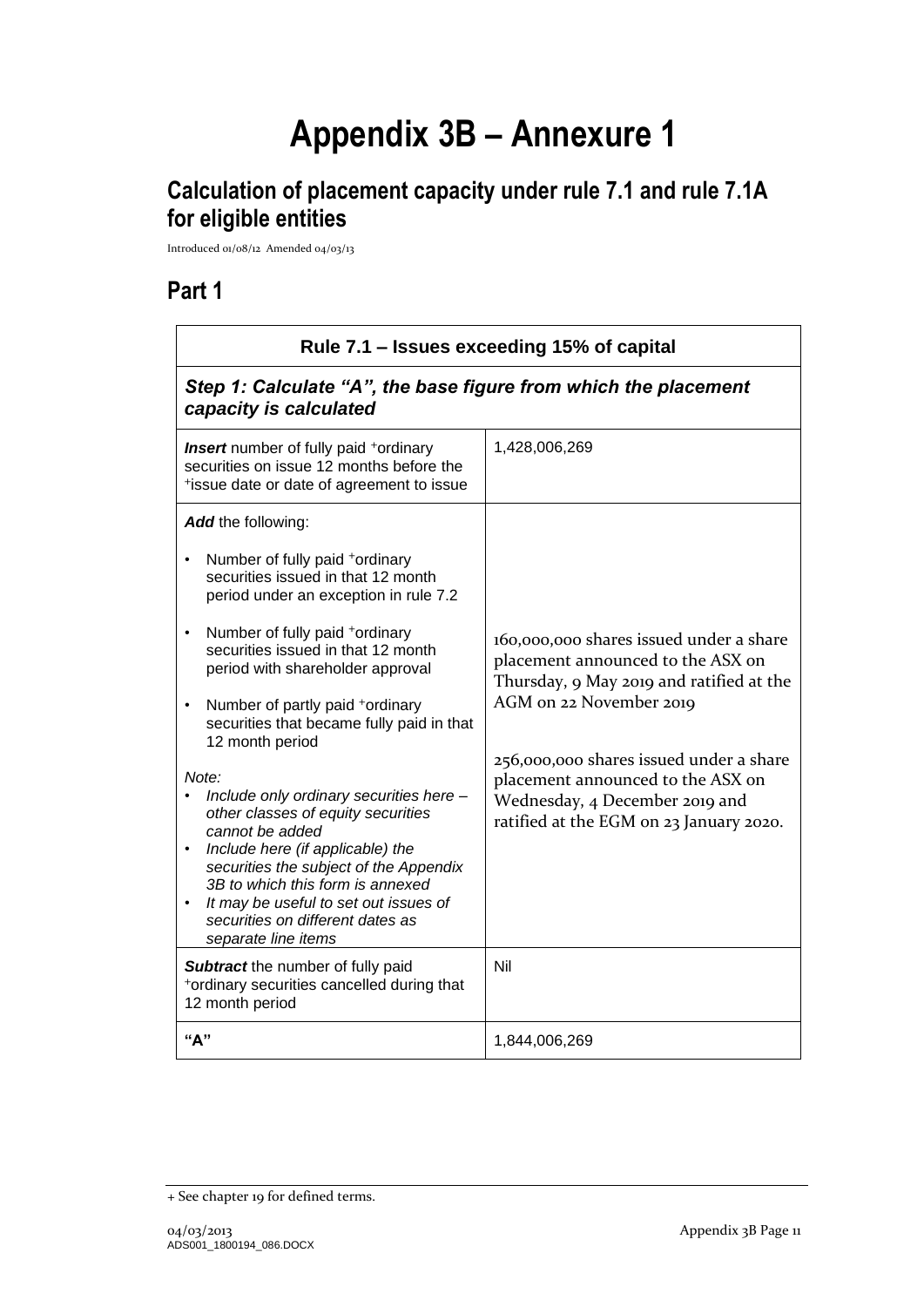# Appendix 3B – Annexure 1

## Calculation of placement capacity under rule 7.1 and rule 7.1A for eligible entities

Introduced 01/08/12 Amended 04/03/13

## Part 1

| Rule 7.1 – Issues exceeding 15% of capital | |
|---|---|
| ***Step 1: Calculate "A", the base figure from which the placement capacity is calculated*** | |
| ***Insert*** number of fully paid +ordinary securities on issue 12 months before the +issue date or date of agreement to issue | 1,428,006,269 |
| ***Add*** the following:<br>• Number of fully paid +ordinary securities issued in that 12 month period under an exception in rule 7.2<br>• Number of fully paid +ordinary securities issued in that 12 month period with shareholder approval<br>• Number of partly paid +ordinary securities that became fully paid in that 12 month period<br>*Note:*<br>• *Include only ordinary securities here – other classes of equity securities cannot be added*<br>• *Include here (if applicable) the securities the subject of the Appendix 3B to which this form is annexed*<br>• *It may be useful to set out issues of securities on different dates as separate line items* | 160,000,000 shares issued under a share placement announced to the ASX on Thursday, 9 May 2019 and ratified at the AGM on 22 November 2019<br><br>256,000,000 shares issued under a share placement announced to the ASX on Wednesday, 4 December 2019 and ratified at the EGM on 23 January 2020. |
| ***Subtract*** the number of fully paid +ordinary securities cancelled during that 12 month period | Nil |
| **"A"** | 1,844,006,269 |

+ See chapter 19 for defined terms.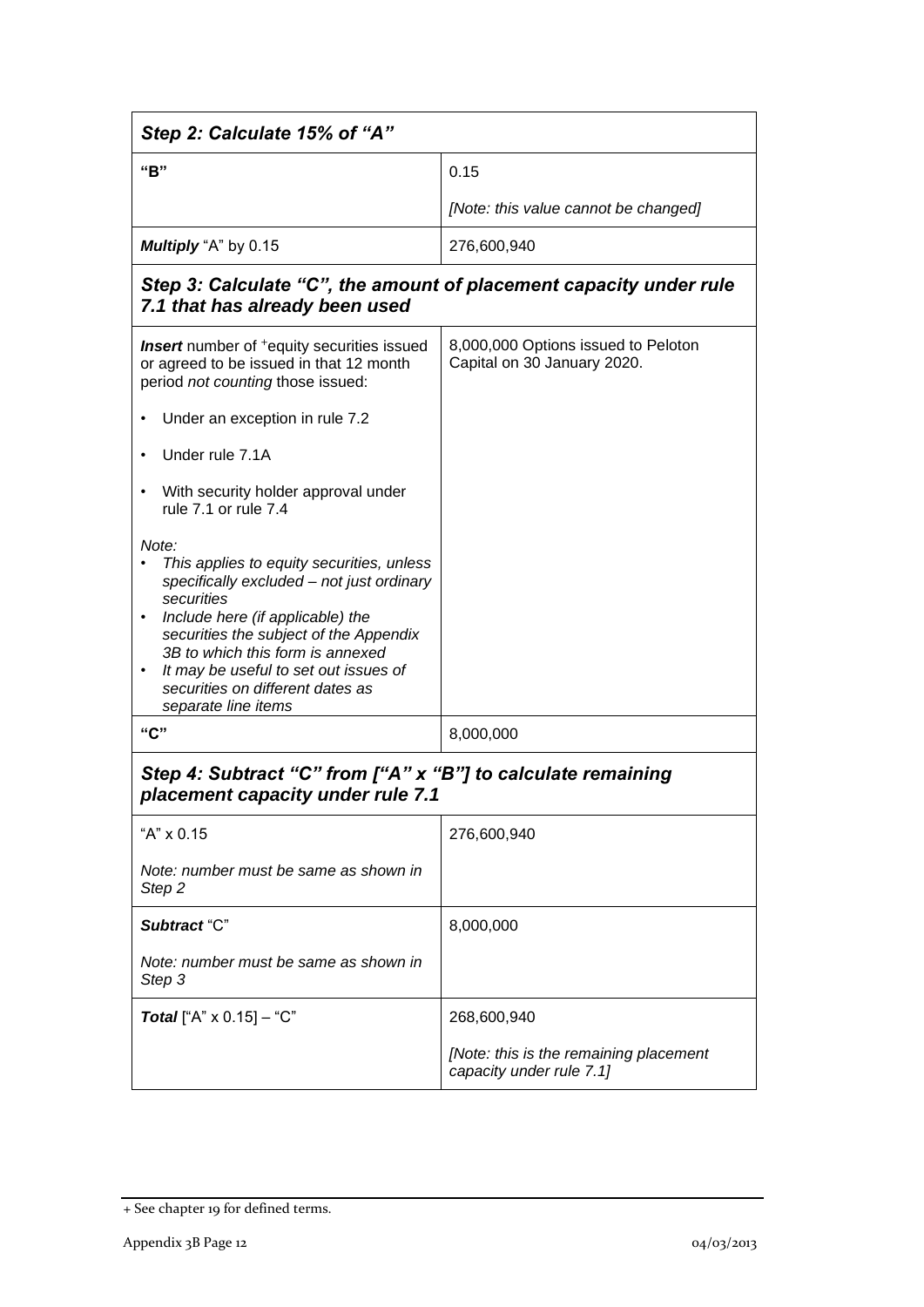| *Step 2: Calculate 15% of "A"* | |
|---|---|
| **"B"** | 0.15<br><br>*[Note: this value cannot be changed]* |
| ***Multiply*** "A" by 0.15 | 276,600,940 |

| *Step 3: Calculate "C", the amount of placement capacity under rule 7.1 that has already been used* | |
|---|---|
| ***Insert*** number of +equity securities issued or agreed to be issued in that 12 month period *not counting* those issued:<br><br>• Under an exception in rule 7.2<br><br>• Under rule 7.1A<br><br>• With security holder approval under rule 7.1 or rule 7.4<br><br>*Note:*<br>• *This applies to equity securities, unless specifically excluded – not just ordinary securities*<br>• *Include here (if applicable) the securities the subject of the Appendix 3B to which this form is annexed*<br>• *It may be useful to set out issues of securities on different dates as separate line items* | 8,000,000 Options issued to Peloton Capital on 30 January 2020. |
| **"C"** | 8,000,000 |

| *Step 4: Subtract "C" from ["A" x "B"] to calculate remaining placement capacity under rule 7.1* | |
|---|---|
| "A" x 0.15<br><br>*Note: number must be same as shown in Step 2* | 276,600,940 |
| ***Subtract*** "C"<br><br>*Note: number must be same as shown in Step 3* | 8,000,000 |
| ***Total*** ["A" x 0.15] – "C" | 268,600,940<br><br>*[Note: this is the remaining placement capacity under rule 7.1]* |

+ See chapter 19 for defined terms.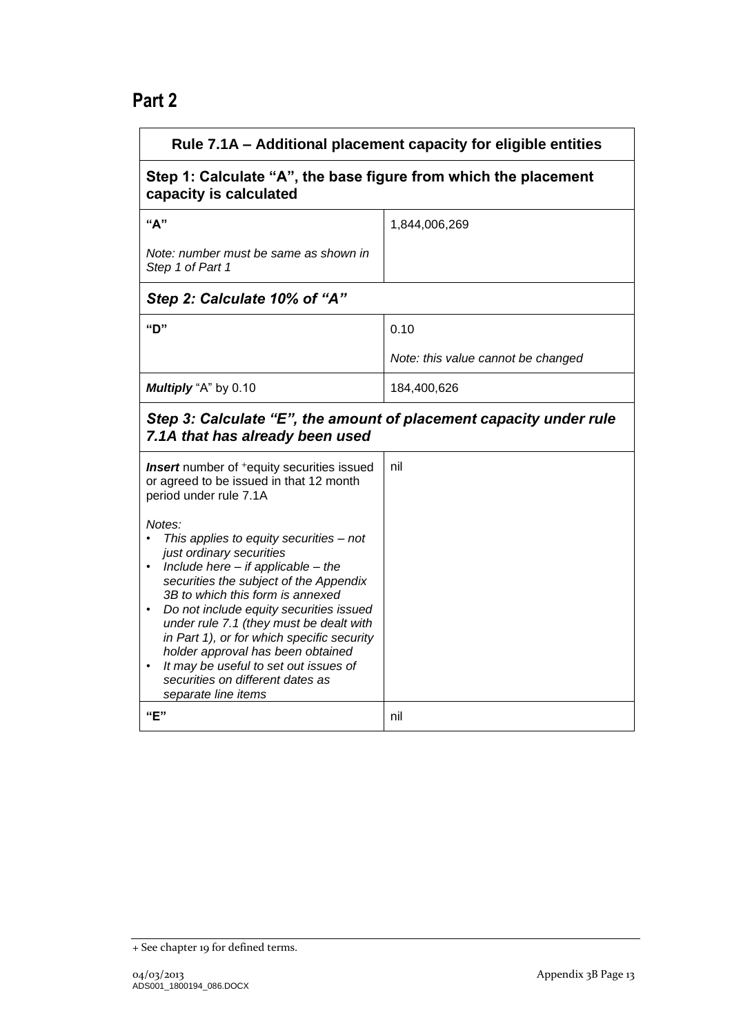# Part 2

| Rule 7.1A – Additional placement capacity for eligible entities | |
|---|---|
| **Step 1: Calculate "A", the base figure from which the placement capacity is calculated** | |
| **"A"**<br><br>*Note: number must be same as shown in Step 1 of Part 1* | 1,844,006,269 |
| ***Step 2: Calculate 10% of "A"*** | |
| **"D"** | 0.10<br><br>*Note: this value cannot be changed* |
| ***Multiply*** "A" by 0.10 | 184,400,626 |
| ***Step 3: Calculate "E", the amount of placement capacity under rule 7.1A that has already been used*** | |
| ***Insert*** number of +equity securities issued or agreed to be issued in that 12 month period under rule 7.1A<br><br>*Notes:*<br>• *This applies to equity securities – not just ordinary securities*<br>• *Include here – if applicable – the securities the subject of the Appendix 3B to which this form is annexed*<br>• *Do not include equity securities issued under rule 7.1 (they must be dealt with in Part 1), or for which specific security holder approval has been obtained*<br>• *It may be useful to set out issues of securities on different dates as separate line items* | nil |
| **"E"** | nil |

+ See chapter 19 for defined terms.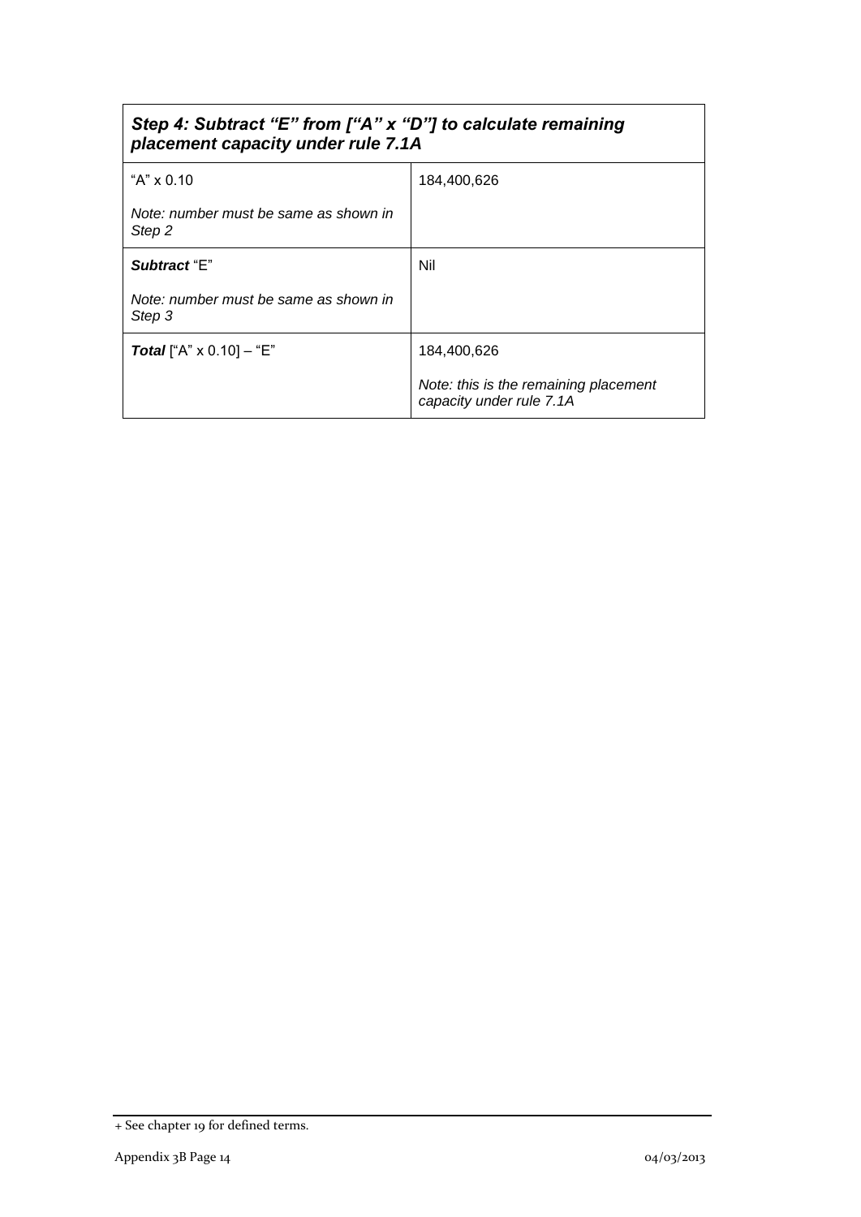| *Step 4: Subtract "E" from ["A" x "D"] to calculate remaining placement capacity under rule 7.1A* | |
|---|---|
| "A" x 0.10<br><br>*Note: number must be same as shown in Step 2* | 184,400,626 |
| ***Subtract*** "E"<br><br>*Note: number must be same as shown in Step 3* | Nil |
| ***Total*** ["A" x 0.10] – "E" | 184,400,626<br><br>*Note: this is the remaining placement capacity under rule 7.1A* |

+ See chapter 19 for defined terms.